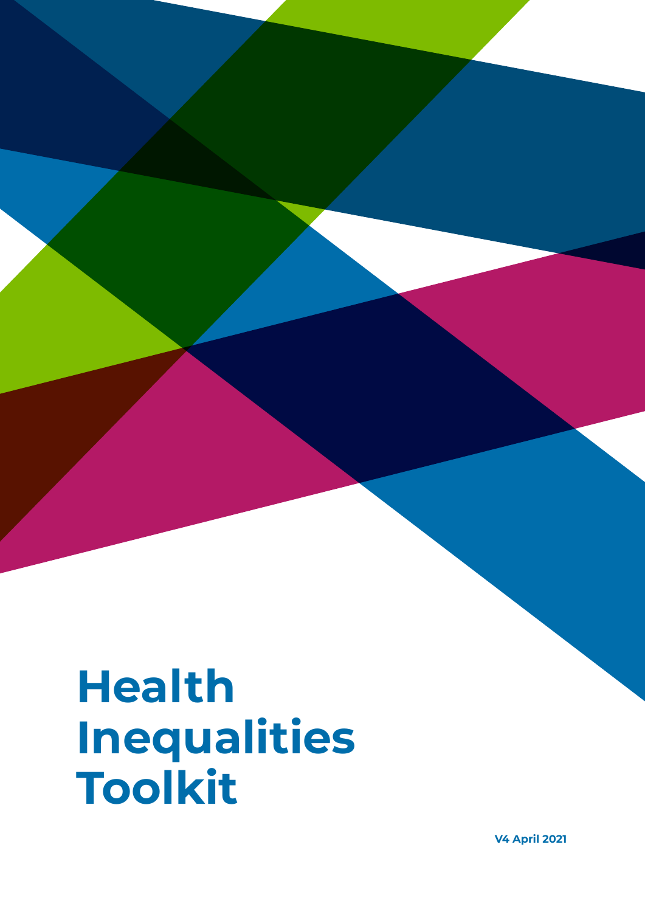# Health Inequalities Toolkit

V4 April 2021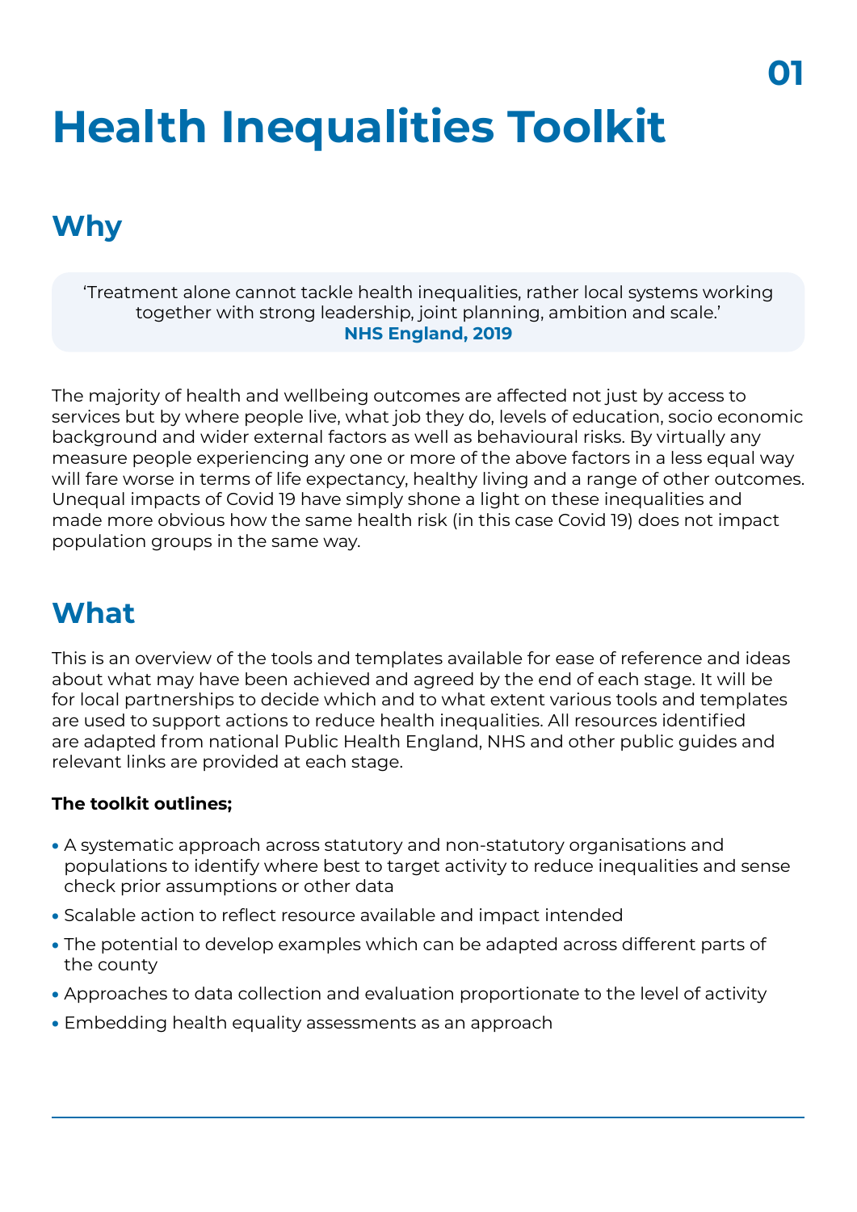# Health Inequalities Toolkit

## Why

> 'Treatment alone cannot tackle health inequalities, rather local systems working together with strong leadership, joint planning, ambition and scale.'
> **NHS England, 2019**

The majority of health and wellbeing outcomes are affected not just by access to services but by where people live, what job they do, levels of education, socio economic background and wider external factors as well as behavioural risks. By virtually any measure people experiencing any one or more of the above factors in a less equal way will fare worse in terms of life expectancy, healthy living and a range of other outcomes. Unequal impacts of Covid 19 have simply shone a light on these inequalities and made more obvious how the same health risk (in this case Covid 19) does not impact population groups in the same way.

## What

This is an overview of the tools and templates available for ease of reference and ideas about what may have been achieved and agreed by the end of each stage. It will be for local partnerships to decide which and to what extent various tools and templates are used to support actions to reduce health inequalities. All resources identified are adapted from national Public Health England, NHS and other public guides and relevant links are provided at each stage.

**The toolkit outlines;**

- A systematic approach across statutory and non-statutory organisations and populations to identify where best to target activity to reduce inequalities and sense check prior assumptions or other data
- Scalable action to reflect resource available and impact intended
- The potential to develop examples which can be adapted across different parts of the county
- Approaches to data collection and evaluation proportionate to the level of activity
- Embedding health equality assessments as an approach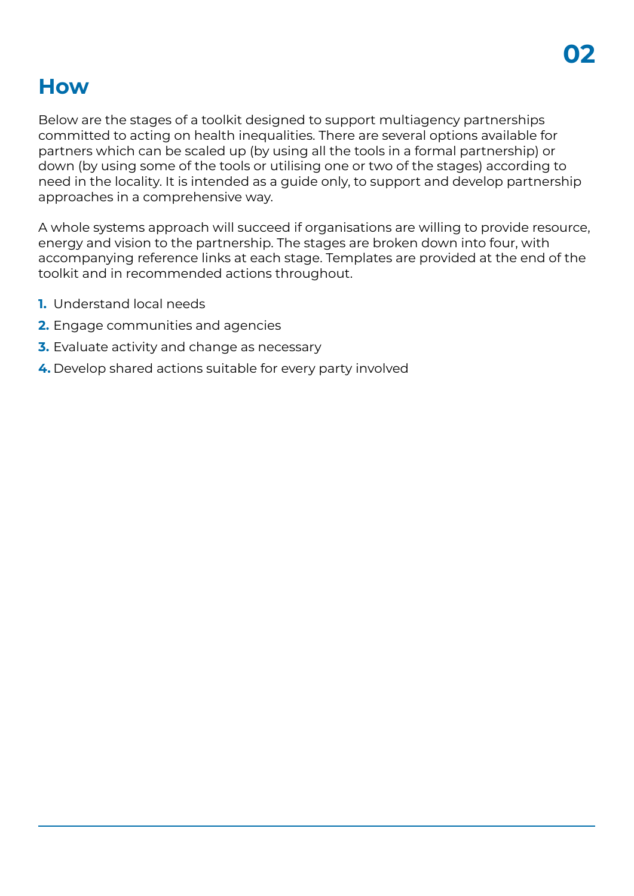# How

Below are the stages of a toolkit designed to support multiagency partnerships committed to acting on health inequalities. There are several options available for partners which can be scaled up (by using all the tools in a formal partnership) or down (by using some of the tools or utilising one or two of the stages) according to need in the locality. It is intended as a guide only, to support and develop partnership approaches in a comprehensive way.

A whole systems approach will succeed if organisations are willing to provide resource, energy and vision to the partnership. The stages are broken down into four, with accompanying reference links at each stage. Templates are provided at the end of the toolkit and in recommended actions throughout.

1. Understand local needs
2. Engage communities and agencies
3. Evaluate activity and change as necessary
4. Develop shared actions suitable for every party involved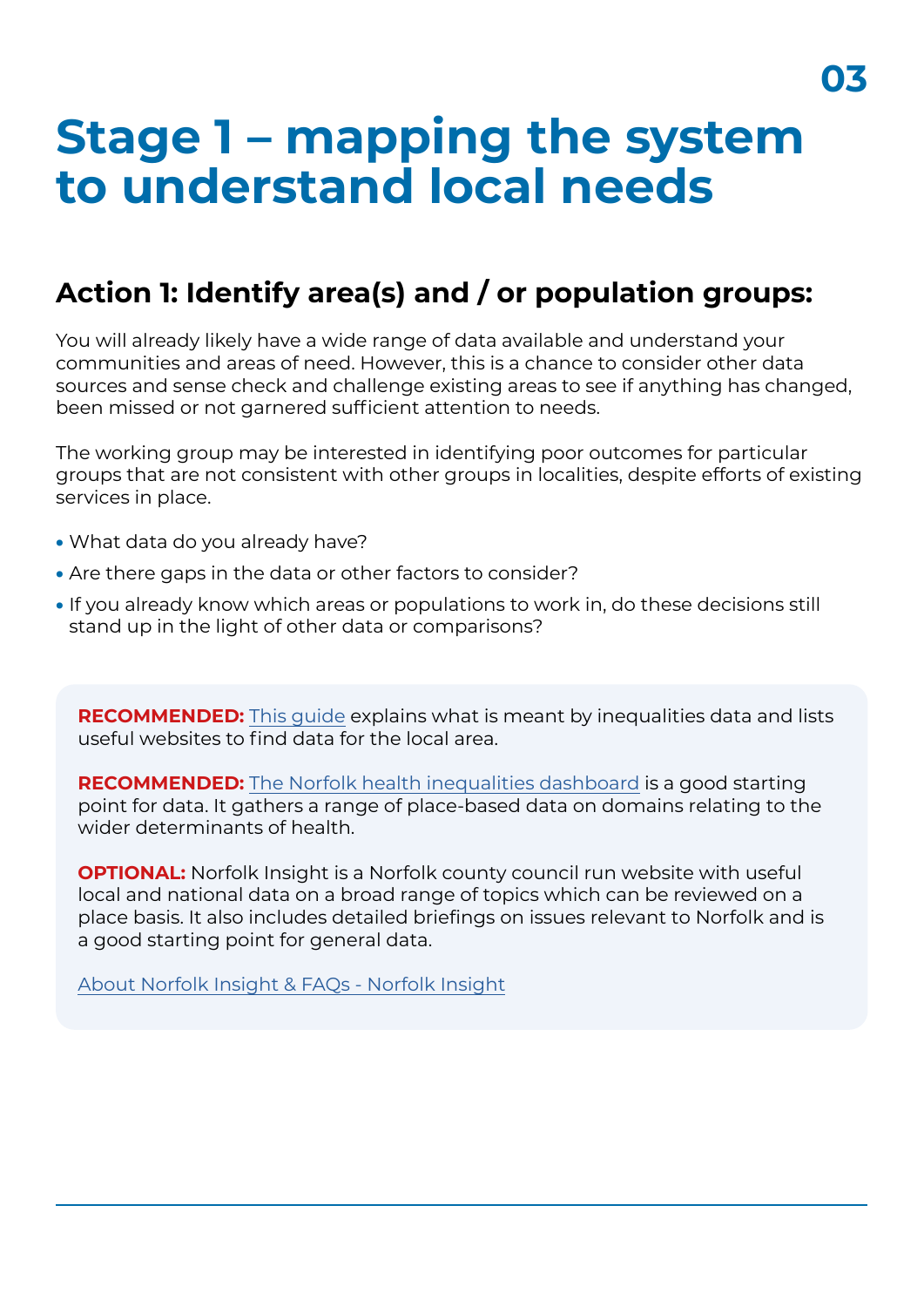# Stage 1 – mapping the system to understand local needs

## Action 1: Identify area(s) and / or population groups:

You will already likely have a wide range of data available and understand your communities and areas of need. However, this is a chance to consider other data sources and sense check and challenge existing areas to see if anything has changed, been missed or not garnered sufficient attention to needs.

The working group may be interested in identifying poor outcomes for particular groups that are not consistent with other groups in localities, despite efforts of existing services in place.

- What data do you already have?
- Are there gaps in the data or other factors to consider?
- If you already know which areas or populations to work in, do these decisions still stand up in the light of other data or comparisons?

**RECOMMENDED:** This guide explains what is meant by inequalities data and lists useful websites to find data for the local area.

**RECOMMENDED:** The Norfolk health inequalities dashboard is a good starting point for data. It gathers a range of place-based data on domains relating to the wider determinants of health.

**OPTIONAL:** Norfolk Insight is a Norfolk county council run website with useful local and national data on a broad range of topics which can be reviewed on a place basis. It also includes detailed briefings on issues relevant to Norfolk and is a good starting point for general data.

About Norfolk Insight & FAQs - Norfolk Insight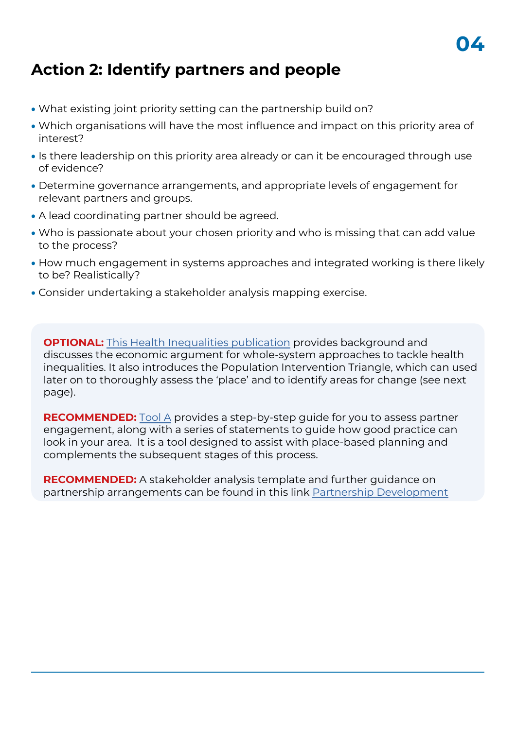## Action 2: Identify partners and people

- What existing joint priority setting can the partnership build on?
- Which organisations will have the most influence and impact on this priority area of interest?
- Is there leadership on this priority area already or can it be encouraged through use of evidence?
- Determine governance arrangements, and appropriate levels of engagement for relevant partners and groups.
- A lead coordinating partner should be agreed.
- Who is passionate about your chosen priority and who is missing that can add value to the process?
- How much engagement in systems approaches and integrated working is there likely to be? Realistically?
- Consider undertaking a stakeholder analysis mapping exercise.

**OPTIONAL:** This Health Inequalities publication provides background and discusses the economic argument for whole-system approaches to tackle health inequalities. It also introduces the Population Intervention Triangle, which can used later on to thoroughly assess the 'place' and to identify areas for change (see next page).

**RECOMMENDED:** Tool A provides a step-by-step guide for you to assess partner engagement, along with a series of statements to guide how good practice can look in your area. It is a tool designed to assist with place-based planning and complements the subsequent stages of this process.

**RECOMMENDED:** A stakeholder analysis template and further guidance on partnership arrangements can be found in this link Partnership Development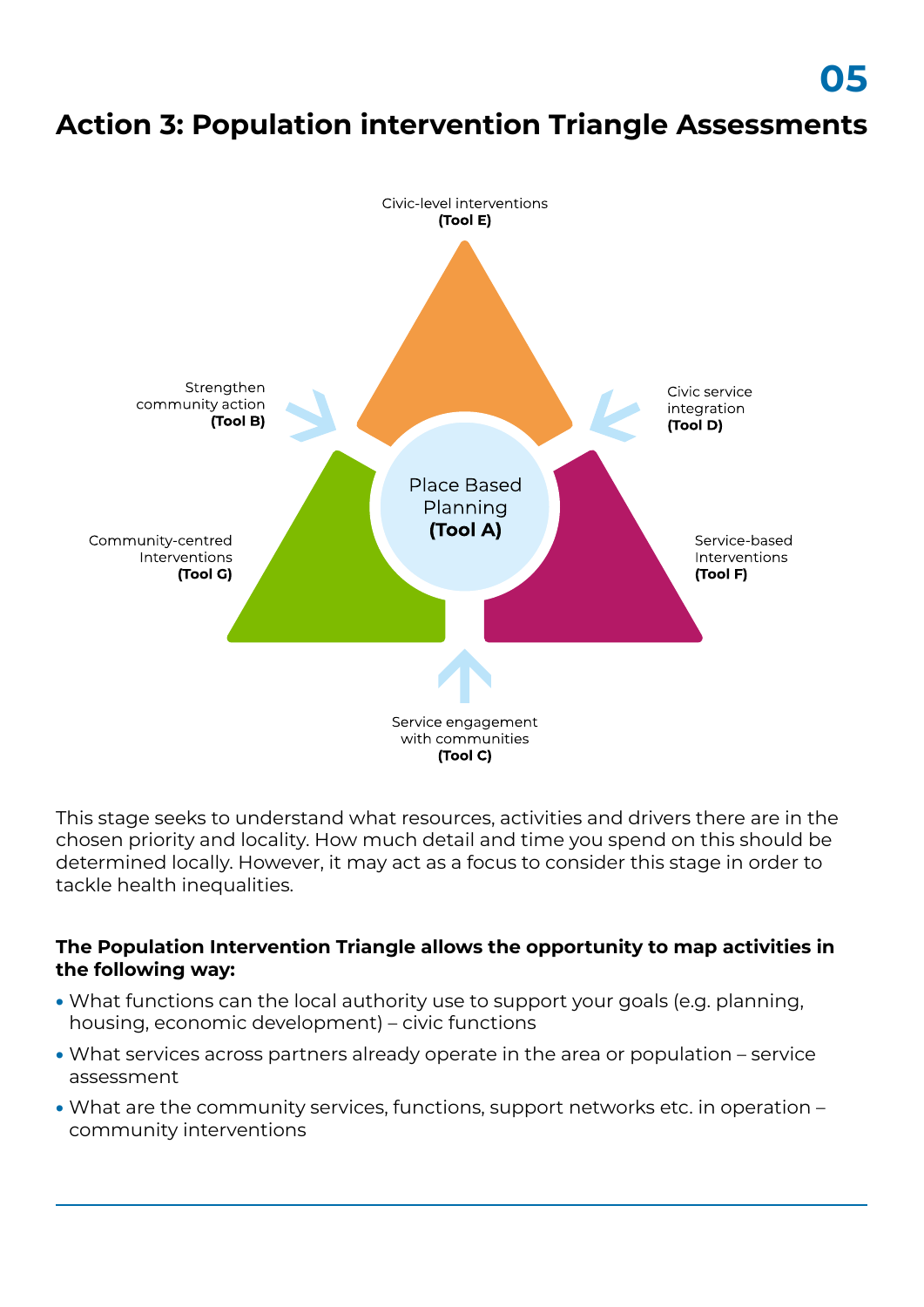# Action 3: Population intervention Triangle Assessments

Civic-level interventions **(Tool E)**

Strengthen community action **(Tool B)**

Civic service integration **(Tool D)**

Place Based Planning **(Tool A)**

Community-centred Interventions **(Tool G)**

Service-based Interventions **(Tool F)**

Service engagement with communities **(Tool C)**

This stage seeks to understand what resources, activities and drivers there are in the chosen priority and locality. How much detail and time you spend on this should be determined locally. However, it may act as a focus to consider this stage in order to tackle health inequalities.

**The Population Intervention Triangle allows the opportunity to map activities in the following way:**

- What functions can the local authority use to support your goals (e.g. planning, housing, economic development) – civic functions
- What services across partners already operate in the area or population – service assessment
- What are the community services, functions, support networks etc. in operation – community interventions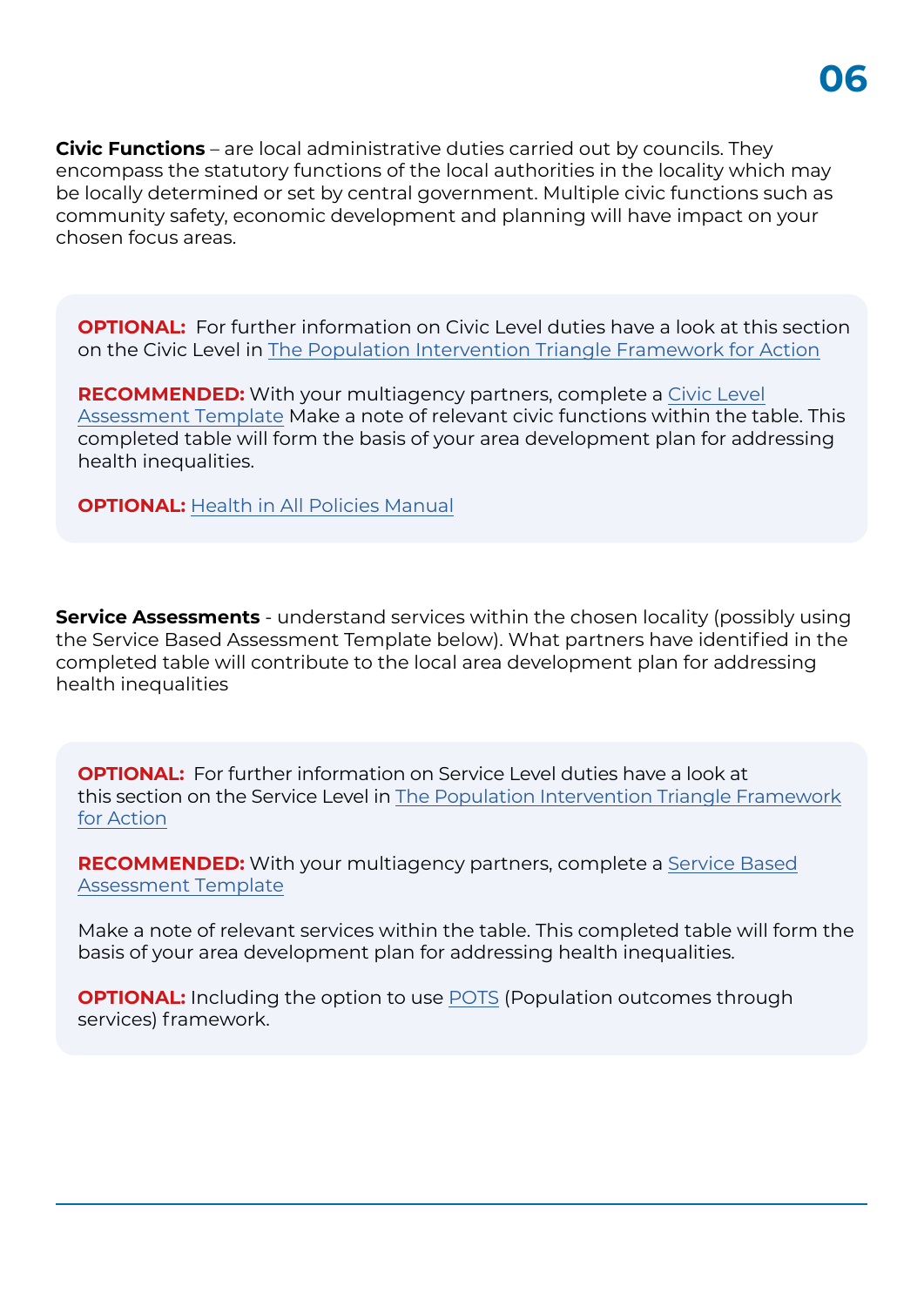**Civic Functions** – are local administrative duties carried out by councils. They encompass the statutory functions of the local authorities in the locality which may be locally determined or set by central government. Multiple civic functions such as community safety, economic development and planning will have impact on your chosen focus areas.

**OPTIONAL:** For further information on Civic Level duties have a look at this section on the Civic Level in The Population Intervention Triangle Framework for Action

**RECOMMENDED:** With your multiagency partners, complete a Civic Level Assessment Template Make a note of relevant civic functions within the table. This completed table will form the basis of your area development plan for addressing health inequalities.

**OPTIONAL:** Health in All Policies Manual

**Service Assessments** - understand services within the chosen locality (possibly using the Service Based Assessment Template below). What partners have identified in the completed table will contribute to the local area development plan for addressing health inequalities

**OPTIONAL:** For further information on Service Level duties have a look at this section on the Service Level in The Population Intervention Triangle Framework for Action

**RECOMMENDED:** With your multiagency partners, complete a Service Based Assessment Template

Make a note of relevant services within the table. This completed table will form the basis of your area development plan for addressing health inequalities.

**OPTIONAL:** Including the option to use POTS (Population outcomes through services) framework.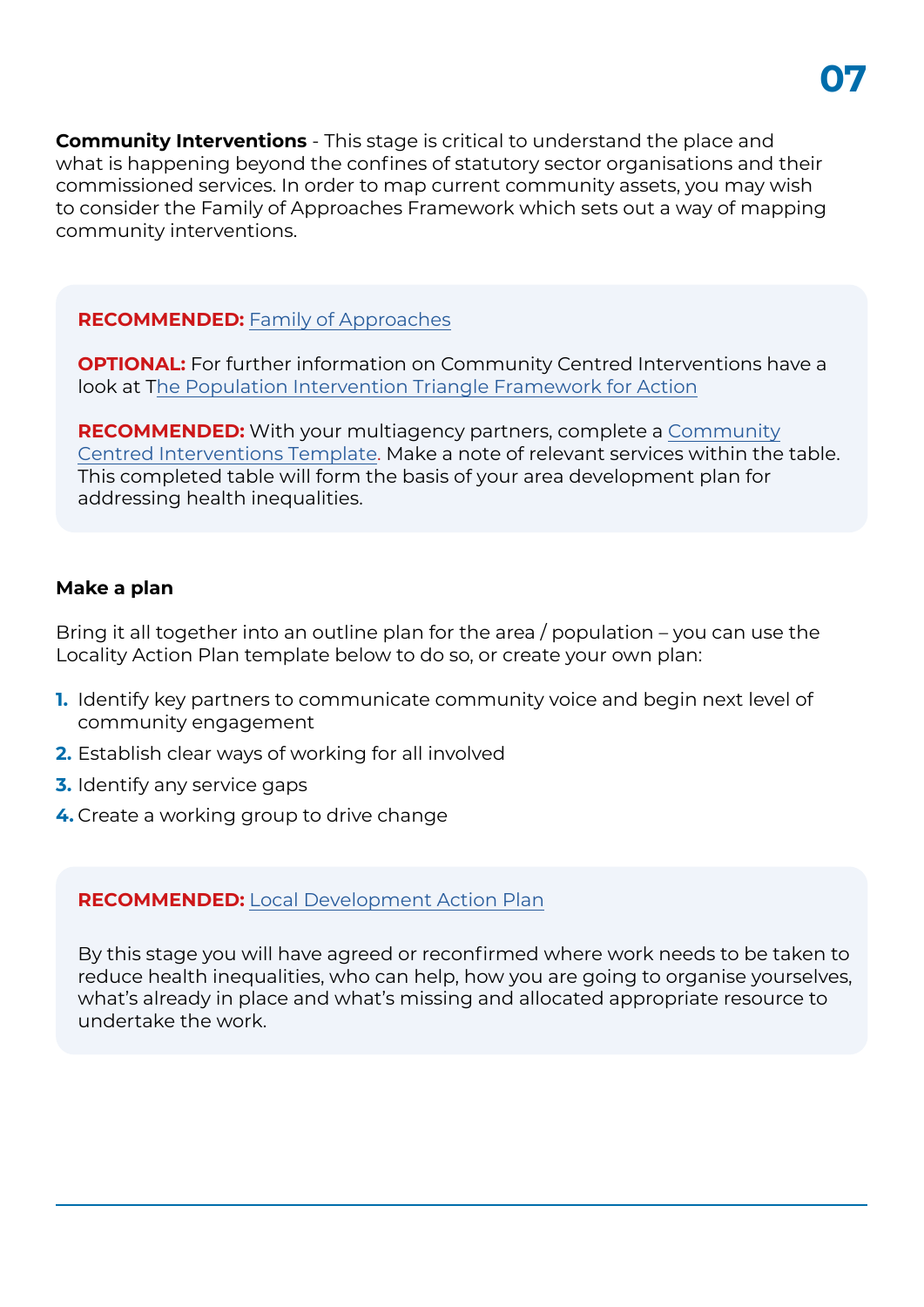**Community Interventions** - This stage is critical to understand the place and what is happening beyond the confines of statutory sector organisations and their commissioned services. In order to map current community assets, you may wish to consider the Family of Approaches Framework which sets out a way of mapping community interventions.

**RECOMMENDED:** Family of Approaches

**OPTIONAL:** For further information on Community Centred Interventions have a look at The Population Intervention Triangle Framework for Action

**RECOMMENDED:** With your multiagency partners, complete a Community Centred Interventions Template. Make a note of relevant services within the table. This completed table will form the basis of your area development plan for addressing health inequalities.

**Make a plan**

Bring it all together into an outline plan for the area / population – you can use the Locality Action Plan template below to do so, or create your own plan:

1. Identify key partners to communicate community voice and begin next level of community engagement
2. Establish clear ways of working for all involved
3. Identify any service gaps
4. Create a working group to drive change

**RECOMMENDED:** Local Development Action Plan

By this stage you will have agreed or reconfirmed where work needs to be taken to reduce health inequalities, who can help, how you are going to organise yourselves, what's already in place and what's missing and allocated appropriate resource to undertake the work.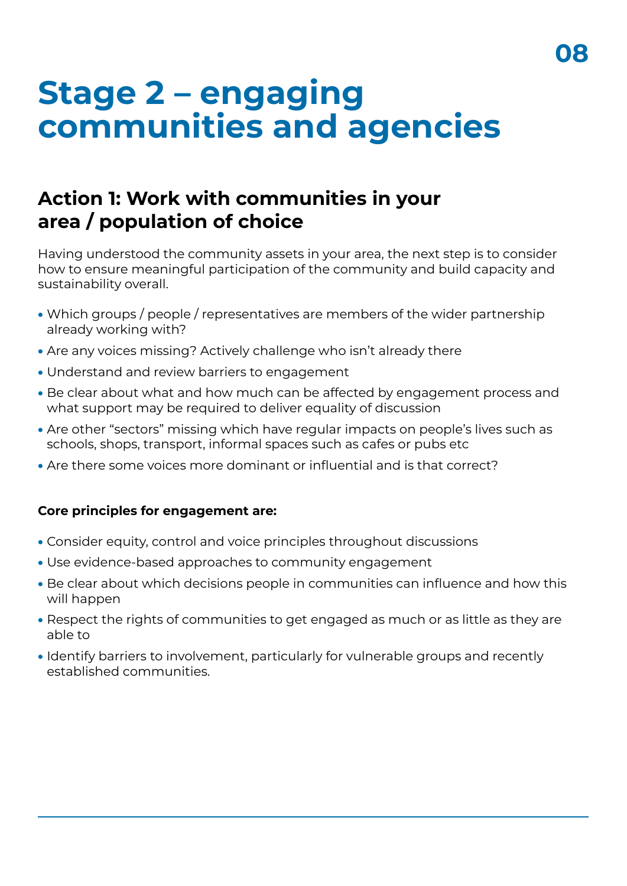# Stage 2 – engaging communities and agencies

## Action 1: Work with communities in your area / population of choice

Having understood the community assets in your area, the next step is to consider how to ensure meaningful participation of the community and build capacity and sustainability overall.

- Which groups / people / representatives are members of the wider partnership already working with?
- Are any voices missing? Actively challenge who isn't already there
- Understand and review barriers to engagement
- Be clear about what and how much can be affected by engagement process and what support may be required to deliver equality of discussion
- Are other "sectors" missing which have regular impacts on people's lives such as schools, shops, transport, informal spaces such as cafes or pubs etc
- Are there some voices more dominant or influential and is that correct?

**Core principles for engagement are:**

- Consider equity, control and voice principles throughout discussions
- Use evidence-based approaches to community engagement
- Be clear about which decisions people in communities can influence and how this will happen
- Respect the rights of communities to get engaged as much or as little as they are able to
- Identify barriers to involvement, particularly for vulnerable groups and recently established communities.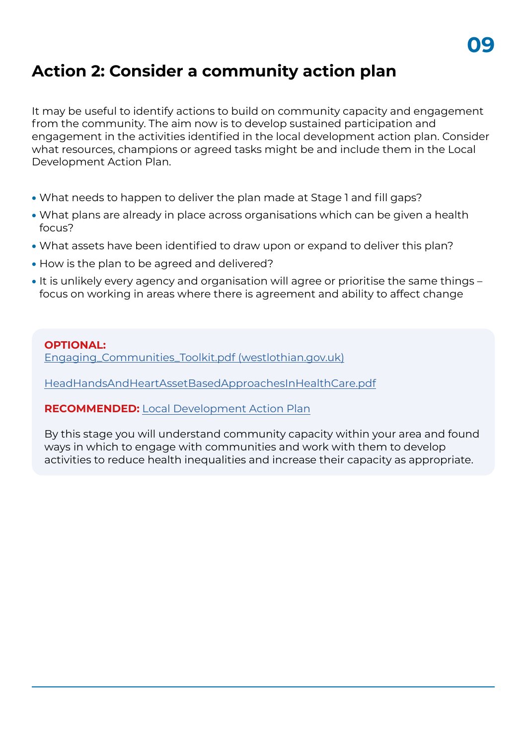## Action 2: Consider a community action plan

It may be useful to identify actions to build on community capacity and engagement from the community. The aim now is to develop sustained participation and engagement in the activities identified in the local development action plan. Consider what resources, champions or agreed tasks might be and include them in the Local Development Action Plan.

- What needs to happen to deliver the plan made at Stage 1 and fill gaps?
- What plans are already in place across organisations which can be given a health focus?
- What assets have been identified to draw upon or expand to deliver this plan?
- How is the plan to be agreed and delivered?
- It is unlikely every agency and organisation will agree or prioritise the same things – focus on working in areas where there is agreement and ability to affect change

**OPTIONAL:**
Engaging_Communities_Toolkit.pdf (westlothian.gov.uk)

HeadHandsAndHeartAssetBasedApproachesInHealthCare.pdf

**RECOMMENDED:** Local Development Action Plan

By this stage you will understand community capacity within your area and found ways in which to engage with communities and work with them to develop activities to reduce health inequalities and increase their capacity as appropriate.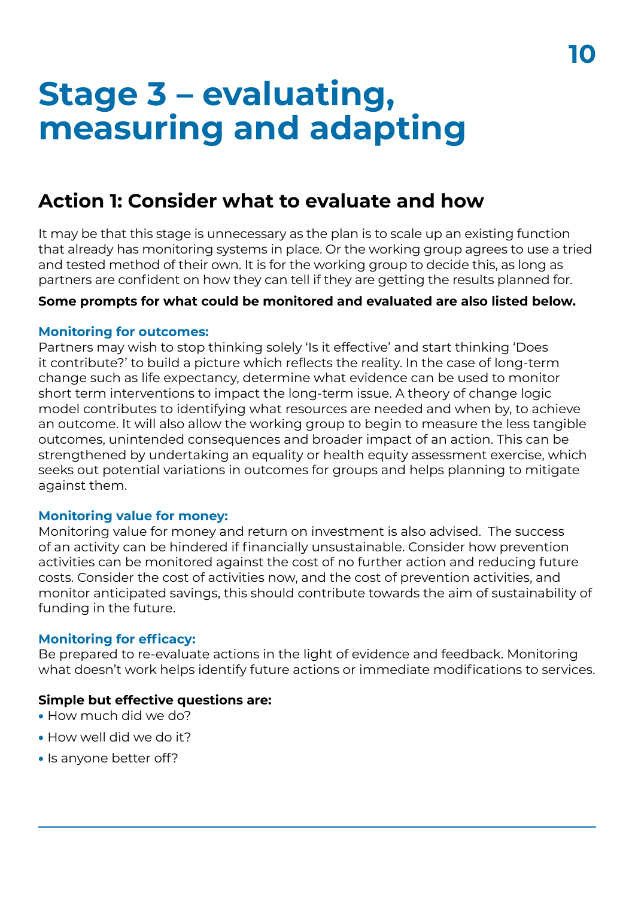# Stage 3 – evaluating, measuring and adapting

## Action 1: Consider what to evaluate and how

It may be that this stage is unnecessary as the plan is to scale up an existing function that already has monitoring systems in place. Or the working group agrees to use a tried and tested method of their own. It is for the working group to decide this, as long as partners are confident on how they can tell if they are getting the results planned for.

**Some prompts for what could be monitored and evaluated are also listed below.**

### Monitoring for outcomes:

Partners may wish to stop thinking solely 'Is it effective' and start thinking 'Does it contribute?' to build a picture which reflects the reality. In the case of long-term change such as life expectancy, determine what evidence can be used to monitor short term interventions to impact the long-term issue. A theory of change logic model contributes to identifying what resources are needed and when by, to achieve an outcome. It will also allow the working group to begin to measure the less tangible outcomes, unintended consequences and broader impact of an action. This can be strengthened by undertaking an equality or health equity assessment exercise, which seeks out potential variations in outcomes for groups and helps planning to mitigate against them.

### Monitoring value for money:

Monitoring value for money and return on investment is also advised. The success of an activity can be hindered if financially unsustainable. Consider how prevention activities can be monitored against the cost of no further action and reducing future costs. Consider the cost of activities now, and the cost of prevention activities, and monitor anticipated savings, this should contribute towards the aim of sustainability of funding in the future.

### Monitoring for efficacy:

Be prepared to re-evaluate actions in the light of evidence and feedback. Monitoring what doesn't work helps identify future actions or immediate modifications to services.

**Simple but effective questions are:**

- How much did we do?
- How well did we do it?
- Is anyone better off?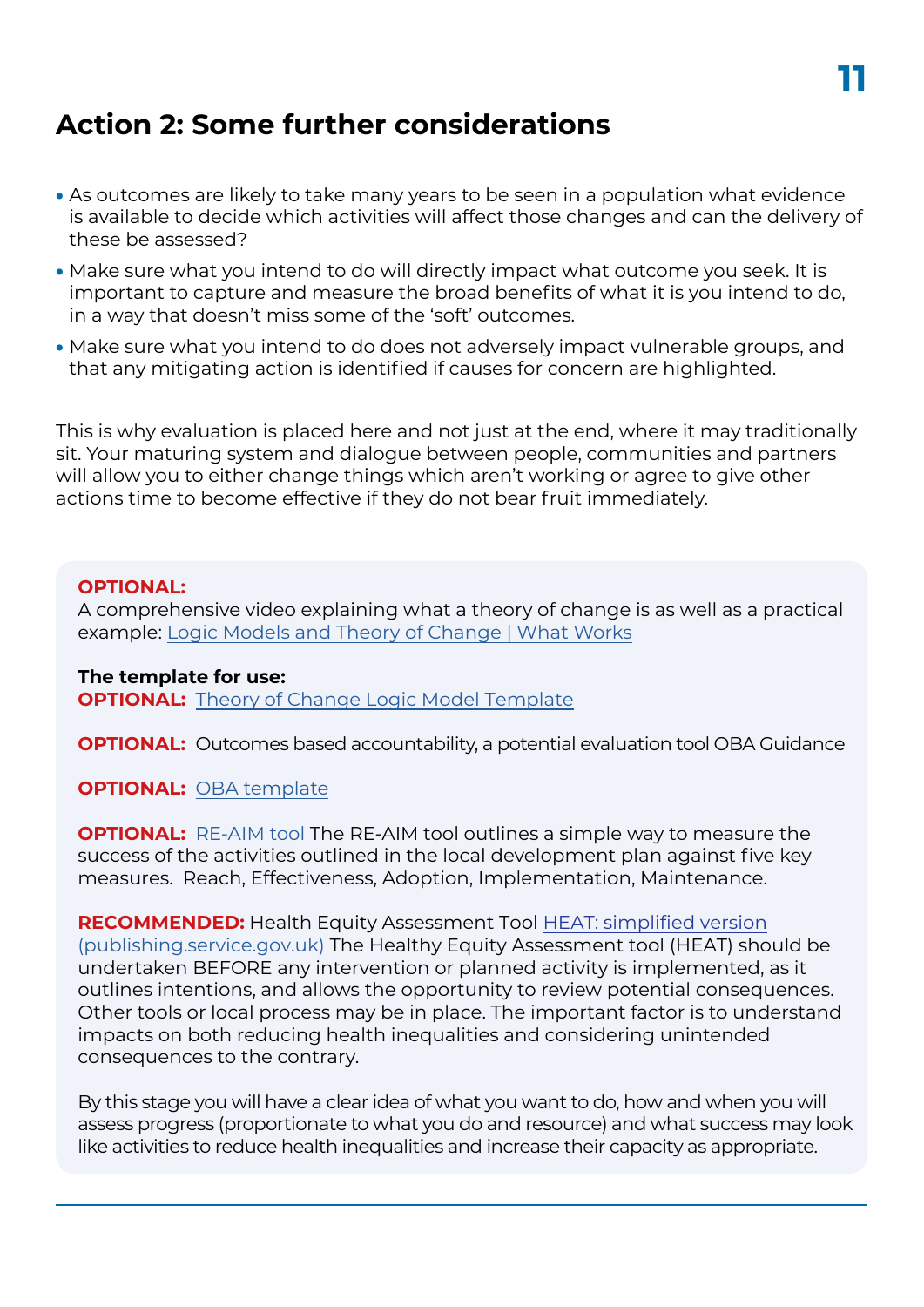## Action 2: Some further considerations

- As outcomes are likely to take many years to be seen in a population what evidence is available to decide which activities will affect those changes and can the delivery of these be assessed?
- Make sure what you intend to do will directly impact what outcome you seek. It is important to capture and measure the broad benefits of what it is you intend to do, in a way that doesn't miss some of the 'soft' outcomes.
- Make sure what you intend to do does not adversely impact vulnerable groups, and that any mitigating action is identified if causes for concern are highlighted.

This is why evaluation is placed here and not just at the end, where it may traditionally sit. Your maturing system and dialogue between people, communities and partners will allow you to either change things which aren't working or agree to give other actions time to become effective if they do not bear fruit immediately.

**OPTIONAL:**
A comprehensive video explaining what a theory of change is as well as a practical example: Logic Models and Theory of Change | What Works

**The template for use:**
**OPTIONAL:** Theory of Change Logic Model Template

**OPTIONAL:** Outcomes based accountability, a potential evaluation tool OBA Guidance

**OPTIONAL:** OBA template

**OPTIONAL:** RE-AIM tool The RE-AIM tool outlines a simple way to measure the success of the activities outlined in the local development plan against five key measures. Reach, Effectiveness, Adoption, Implementation, Maintenance.

**RECOMMENDED:** Health Equity Assessment Tool HEAT: simplified version (publishing.service.gov.uk) The Healthy Equity Assessment tool (HEAT) should be undertaken BEFORE any intervention or planned activity is implemented, as it outlines intentions, and allows the opportunity to review potential consequences. Other tools or local process may be in place. The important factor is to understand impacts on both reducing health inequalities and considering unintended consequences to the contrary.

By this stage you will have a clear idea of what you want to do, how and when you will assess progress (proportionate to what you do and resource) and what success may look like activities to reduce health inequalities and increase their capacity as appropriate.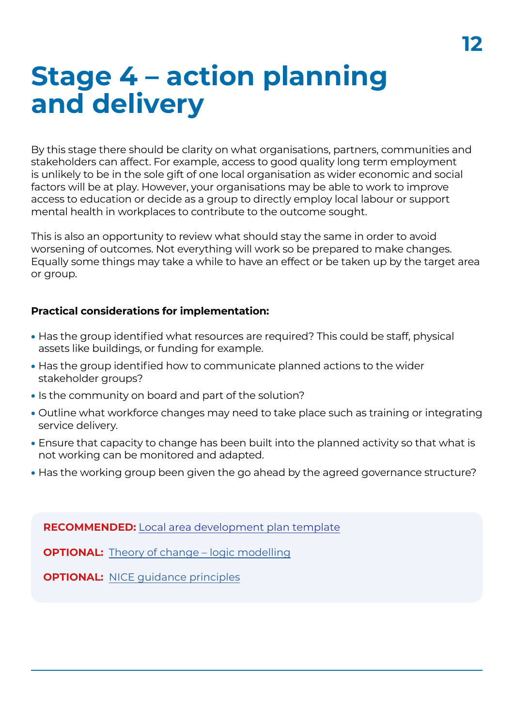# Stage 4 – action planning and delivery

By this stage there should be clarity on what organisations, partners, communities and stakeholders can affect. For example, access to good quality long term employment is unlikely to be in the sole gift of one local organisation as wider economic and social factors will be at play. However, your organisations may be able to work to improve access to education or decide as a group to directly employ local labour or support mental health in workplaces to contribute to the outcome sought.

This is also an opportunity to review what should stay the same in order to avoid worsening of outcomes. Not everything will work so be prepared to make changes. Equally some things may take a while to have an effect or be taken up by the target area or group.

**Practical considerations for implementation:**

- Has the group identified what resources are required? This could be staff, physical assets like buildings, or funding for example.
- Has the group identified how to communicate planned actions to the wider stakeholder groups?
- Is the community on board and part of the solution?
- Outline what workforce changes may need to take place such as training or integrating service delivery.
- Ensure that capacity to change has been built into the planned activity so that what is not working can be monitored and adapted.
- Has the working group been given the go ahead by the agreed governance structure?

**RECOMMENDED:** Local area development plan template

**OPTIONAL:** Theory of change – logic modelling

**OPTIONAL:** NICE guidance principles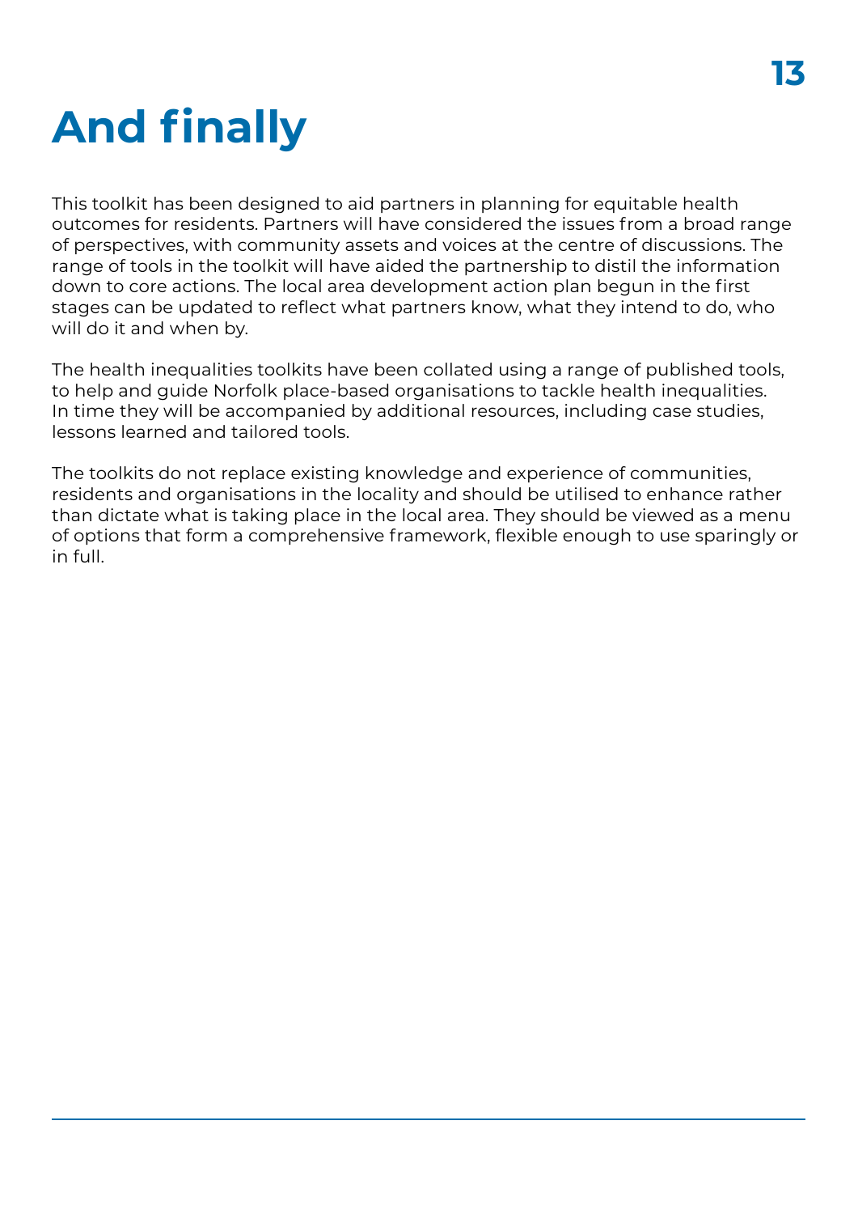# And finally

This toolkit has been designed to aid partners in planning for equitable health outcomes for residents. Partners will have considered the issues from a broad range of perspectives, with community assets and voices at the centre of discussions. The range of tools in the toolkit will have aided the partnership to distil the information down to core actions. The local area development action plan begun in the first stages can be updated to reflect what partners know, what they intend to do, who will do it and when by.

The health inequalities toolkits have been collated using a range of published tools, to help and guide Norfolk place-based organisations to tackle health inequalities. In time they will be accompanied by additional resources, including case studies, lessons learned and tailored tools.

The toolkits do not replace existing knowledge and experience of communities, residents and organisations in the locality and should be utilised to enhance rather than dictate what is taking place in the local area. They should be viewed as a menu of options that form a comprehensive framework, flexible enough to use sparingly or in full.